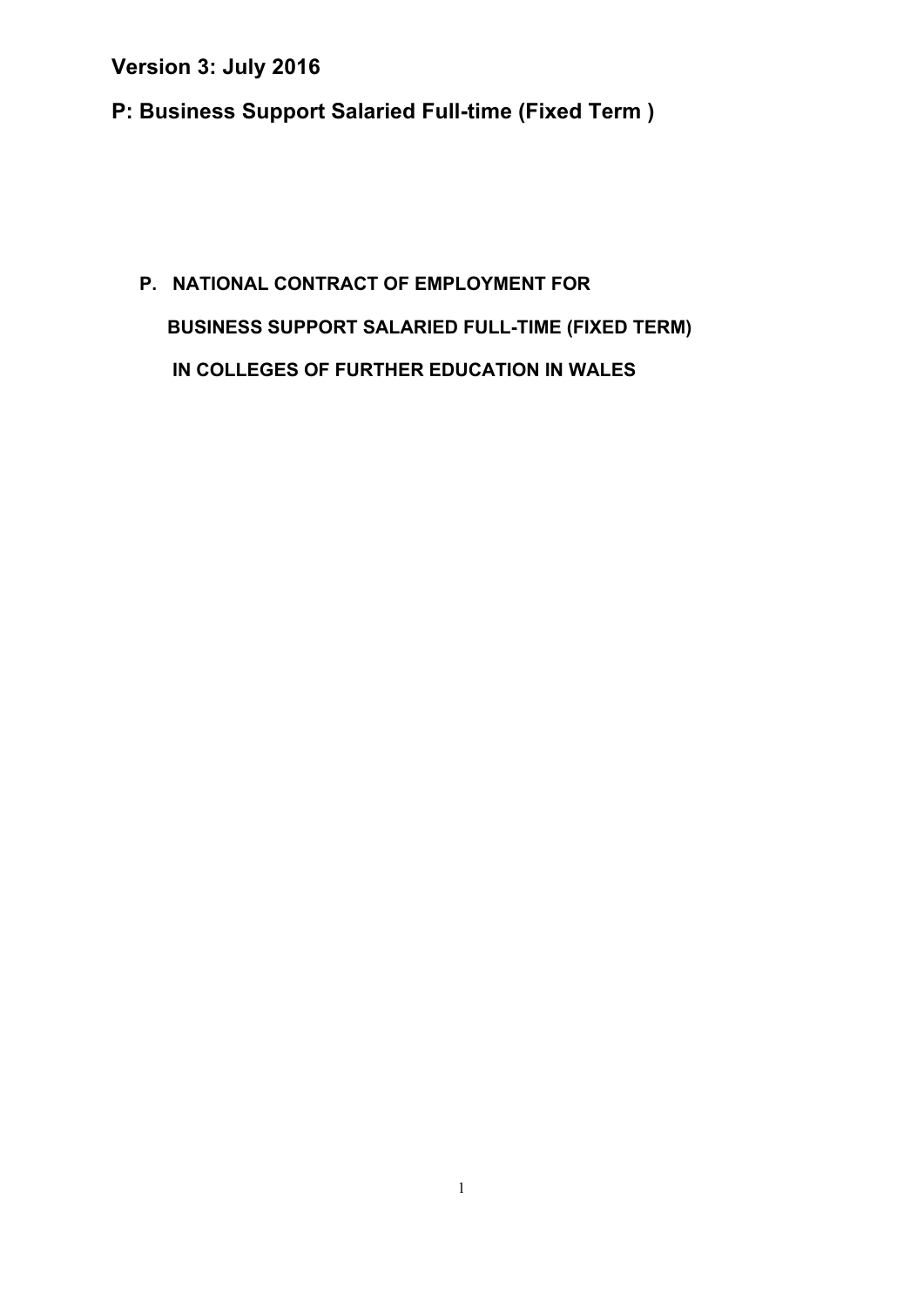**Version 3: July 2016**

# P: Business Support Salaried Full-time (Fixed Term )

## P. NATIONAL CONTRACT OF EMPLOYMENT FOR BUSINESS SUPPORT SALARIED FULL-TIME (FIXED TERM) IN COLLEGES OF FURTHER EDUCATION IN WALES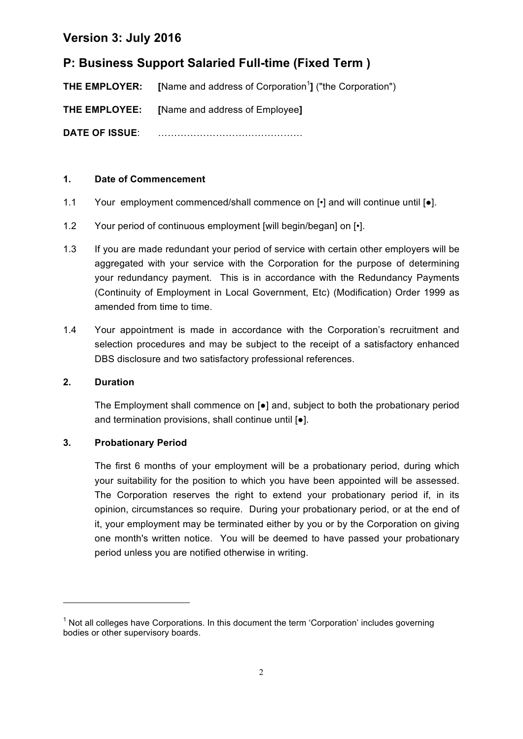## Version 3: July 2016

## P: Business Support Salaried Full-time (Fixed Term )

**THE EMPLOYER:** **[**Name and address of Corporation[1]**]** ("the Corporation")

**THE EMPLOYEE:** **[**Name and address of Employee**]**

**DATE OF ISSUE**: ………………………………………

### 1. Date of Commencement

1.1 Your employment commenced/shall commence on [•] and will continue until [●].

1.2 Your period of continuous employment [will begin/began] on [•].

1.3 If you are made redundant your period of service with certain other employers will be aggregated with your service with the Corporation for the purpose of determining your redundancy payment. This is in accordance with the Redundancy Payments (Continuity of Employment in Local Government, Etc) (Modification) Order 1999 as amended from time to time.

1.4 Your appointment is made in accordance with the Corporation's recruitment and selection procedures and may be subject to the receipt of a satisfactory enhanced DBS disclosure and two satisfactory professional references.

### 2. Duration

The Employment shall commence on [●] and, subject to both the probationary period and termination provisions, shall continue until [●].

### 3. Probationary Period

The first 6 months of your employment will be a probationary period, during which your suitability for the position to which you have been appointed will be assessed. The Corporation reserves the right to extend your probationary period if, in its opinion, circumstances so require. During your probationary period, or at the end of it, your employment may be terminated either by you or by the Corporation on giving one month's written notice. You will be deemed to have passed your probationary period unless you are notified otherwise in writing.

---

[1] Not all colleges have Corporations. In this document the term 'Corporation' includes governing bodies or other supervisory boards.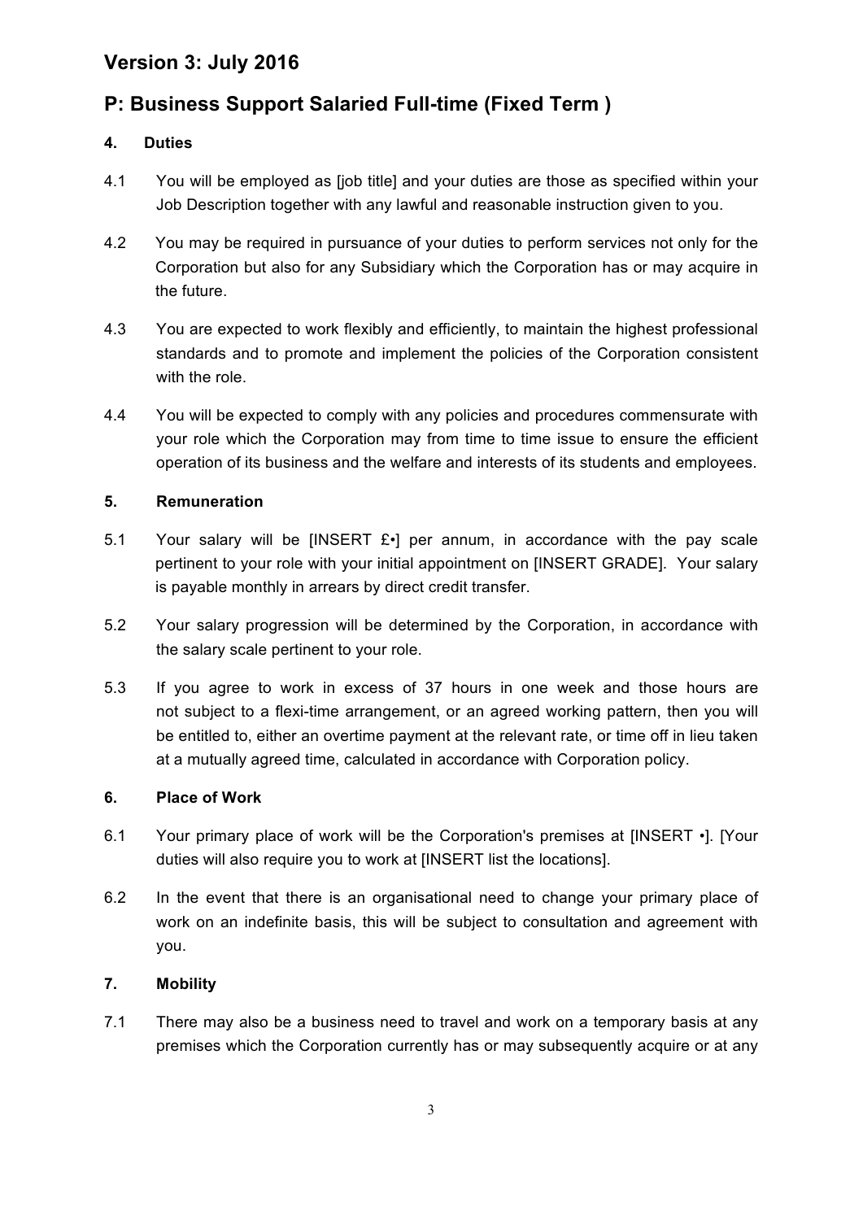## Version 3: July 2016

## P: Business Support Salaried Full-time (Fixed Term )

### 4. Duties

4.1 You will be employed as [job title] and your duties are those as specified within your Job Description together with any lawful and reasonable instruction given to you.

4.2 You may be required in pursuance of your duties to perform services not only for the Corporation but also for any Subsidiary which the Corporation has or may acquire in the future.

4.3 You are expected to work flexibly and efficiently, to maintain the highest professional standards and to promote and implement the policies of the Corporation consistent with the role.

4.4 You will be expected to comply with any policies and procedures commensurate with your role which the Corporation may from time to time issue to ensure the efficient operation of its business and the welfare and interests of its students and employees.

### 5. Remuneration

5.1 Your salary will be [INSERT £•] per annum, in accordance with the pay scale pertinent to your role with your initial appointment on [INSERT GRADE]. Your salary is payable monthly in arrears by direct credit transfer.

5.2 Your salary progression will be determined by the Corporation, in accordance with the salary scale pertinent to your role.

5.3 If you agree to work in excess of 37 hours in one week and those hours are not subject to a flexi-time arrangement, or an agreed working pattern, then you will be entitled to, either an overtime payment at the relevant rate, or time off in lieu taken at a mutually agreed time, calculated in accordance with Corporation policy.

### 6. Place of Work

6.1 Your primary place of work will be the Corporation's premises at [INSERT •]. [Your duties will also require you to work at [INSERT list the locations].

6.2 In the event that there is an organisational need to change your primary place of work on an indefinite basis, this will be subject to consultation and agreement with you.

### 7. Mobility

7.1 There may also be a business need to travel and work on a temporary basis at any premises which the Corporation currently has or may subsequently acquire or at any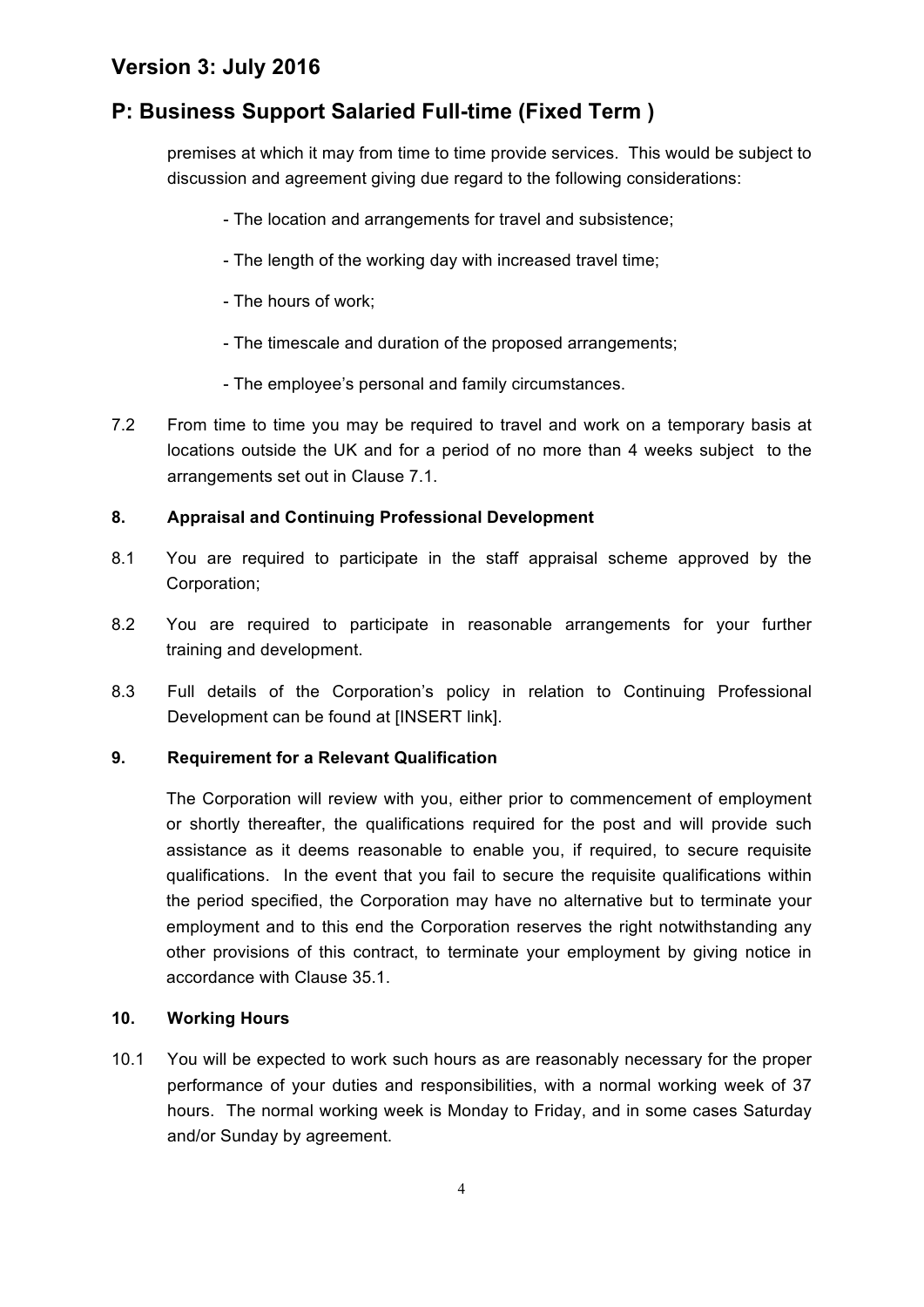premises at which it may from time to time provide services. This would be subject to discussion and agreement giving due regard to the following considerations:

- The location and arrangements for travel and subsistence;
- The length of the working day with increased travel time;
- The hours of work;
- The timescale and duration of the proposed arrangements;
- The employee's personal and family circumstances.

7.2 From time to time you may be required to travel and work on a temporary basis at locations outside the UK and for a period of no more than 4 weeks subject to the arrangements set out in Clause 7.1.

### 8. Appraisal and Continuing Professional Development

8.1 You are required to participate in the staff appraisal scheme approved by the Corporation;

8.2 You are required to participate in reasonable arrangements for your further training and development.

8.3 Full details of the Corporation's policy in relation to Continuing Professional Development can be found at [INSERT link].

### 9. Requirement for a Relevant Qualification

The Corporation will review with you, either prior to commencement of employment or shortly thereafter, the qualifications required for the post and will provide such assistance as it deems reasonable to enable you, if required, to secure requisite qualifications. In the event that you fail to secure the requisite qualifications within the period specified, the Corporation may have no alternative but to terminate your employment and to this end the Corporation reserves the right notwithstanding any other provisions of this contract, to terminate your employment by giving notice in accordance with Clause 35.1.

### 10. Working Hours

10.1 You will be expected to work such hours as are reasonably necessary for the proper performance of your duties and responsibilities, with a normal working week of 37 hours. The normal working week is Monday to Friday, and in some cases Saturday and/or Sunday by agreement.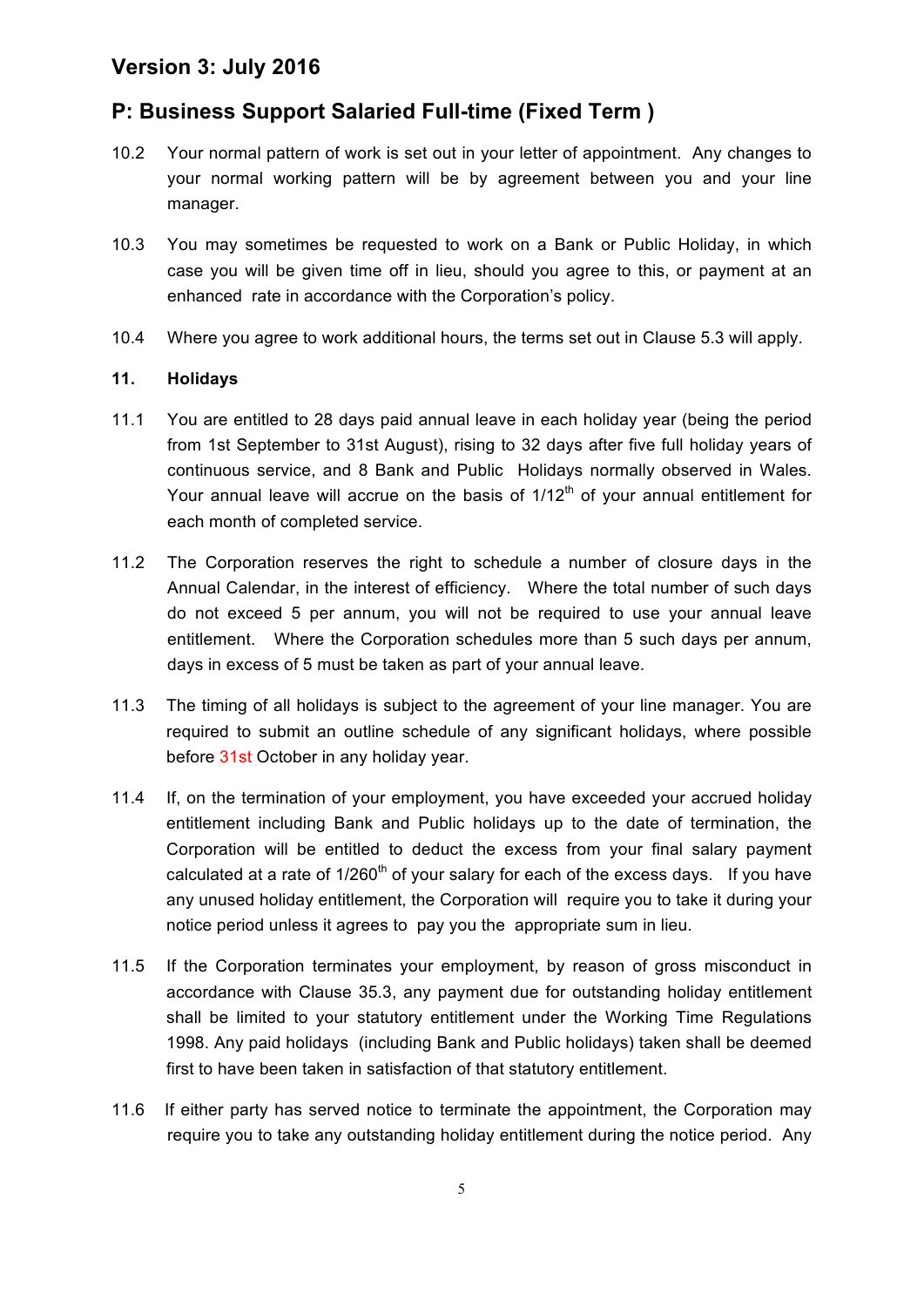## Version 3: July 2016

## P: Business Support Salaried Full-time (Fixed Term )

10.2 Your normal pattern of work is set out in your letter of appointment. Any changes to your normal working pattern will be by agreement between you and your line manager.

10.3 You may sometimes be requested to work on a Bank or Public Holiday, in which case you will be given time off in lieu, should you agree to this, or payment at an enhanced rate in accordance with the Corporation's policy.

10.4 Where you agree to work additional hours, the terms set out in Clause 5.3 will apply.

**11. Holidays**

11.1 You are entitled to 28 days paid annual leave in each holiday year (being the period from 1st September to 31st August), rising to 32 days after five full holiday years of continuous service, and 8 Bank and Public Holidays normally observed in Wales. Your annual leave will accrue on the basis of 1/12th of your annual entitlement for each month of completed service.

11.2 The Corporation reserves the right to schedule a number of closure days in the Annual Calendar, in the interest of efficiency. Where the total number of such days do not exceed 5 per annum, you will not be required to use your annual leave entitlement. Where the Corporation schedules more than 5 such days per annum, days in excess of 5 must be taken as part of your annual leave.

11.3 The timing of all holidays is subject to the agreement of your line manager. You are required to submit an outline schedule of any significant holidays, where possible before 31st October in any holiday year.

11.4 If, on the termination of your employment, you have exceeded your accrued holiday entitlement including Bank and Public holidays up to the date of termination, the Corporation will be entitled to deduct the excess from your final salary payment calculated at a rate of 1/260th of your salary for each of the excess days. If you have any unused holiday entitlement, the Corporation will require you to take it during your notice period unless it agrees to pay you the appropriate sum in lieu.

11.5 If the Corporation terminates your employment, by reason of gross misconduct in accordance with Clause 35.3, any payment due for outstanding holiday entitlement shall be limited to your statutory entitlement under the Working Time Regulations 1998. Any paid holidays (including Bank and Public holidays) taken shall be deemed first to have been taken in satisfaction of that statutory entitlement.

11.6 If either party has served notice to terminate the appointment, the Corporation may require you to take any outstanding holiday entitlement during the notice period. Any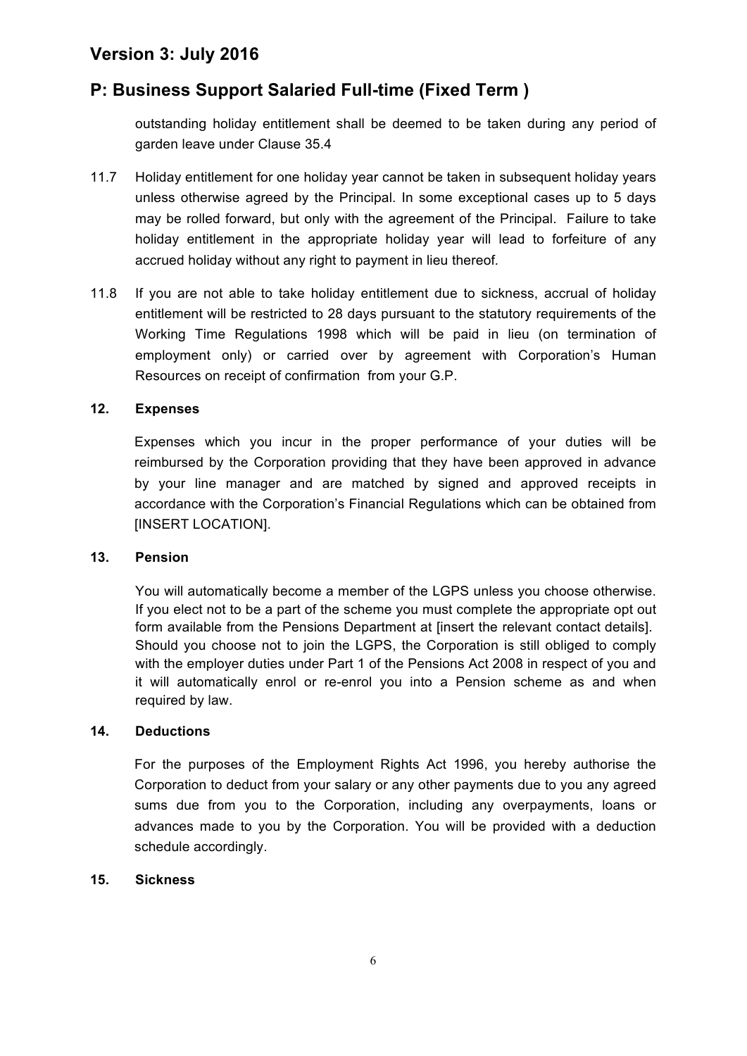outstanding holiday entitlement shall be deemed to be taken during any period of garden leave under Clause 35.4

11.7 Holiday entitlement for one holiday year cannot be taken in subsequent holiday years unless otherwise agreed by the Principal. In some exceptional cases up to 5 days may be rolled forward, but only with the agreement of the Principal. Failure to take holiday entitlement in the appropriate holiday year will lead to forfeiture of any accrued holiday without any right to payment in lieu thereof.

11.8 If you are not able to take holiday entitlement due to sickness, accrual of holiday entitlement will be restricted to 28 days pursuant to the statutory requirements of the Working Time Regulations 1998 which will be paid in lieu (on termination of employment only) or carried over by agreement with Corporation's Human Resources on receipt of confirmation from your G.P.

**12. Expenses**

Expenses which you incur in the proper performance of your duties will be reimbursed by the Corporation providing that they have been approved in advance by your line manager and are matched by signed and approved receipts in accordance with the Corporation's Financial Regulations which can be obtained from [INSERT LOCATION].

**13. Pension**

You will automatically become a member of the LGPS unless you choose otherwise. If you elect not to be a part of the scheme you must complete the appropriate opt out form available from the Pensions Department at [insert the relevant contact details]. Should you choose not to join the LGPS, the Corporation is still obliged to comply with the employer duties under Part 1 of the Pensions Act 2008 in respect of you and it will automatically enrol or re-enrol you into a Pension scheme as and when required by law.

**14. Deductions**

For the purposes of the Employment Rights Act 1996, you hereby authorise the Corporation to deduct from your salary or any other payments due to you any agreed sums due from you to the Corporation, including any overpayments, loans or advances made to you by the Corporation. You will be provided with a deduction schedule accordingly.

**15. Sickness**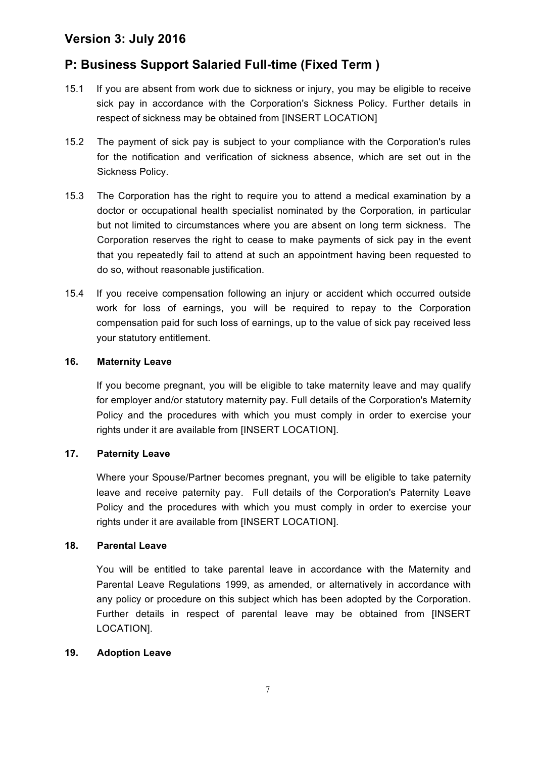## Version 3: July 2016

## P: Business Support Salaried Full-time (Fixed Term )

15.1 If you are absent from work due to sickness or injury, you may be eligible to receive sick pay in accordance with the Corporation's Sickness Policy. Further details in respect of sickness may be obtained from [INSERT LOCATION]

15.2 The payment of sick pay is subject to your compliance with the Corporation's rules for the notification and verification of sickness absence, which are set out in the Sickness Policy.

15.3 The Corporation has the right to require you to attend a medical examination by a doctor or occupational health specialist nominated by the Corporation, in particular but not limited to circumstances where you are absent on long term sickness. The Corporation reserves the right to cease to make payments of sick pay in the event that you repeatedly fail to attend at such an appointment having been requested to do so, without reasonable justification.

15.4 If you receive compensation following an injury or accident which occurred outside work for loss of earnings, you will be required to repay to the Corporation compensation paid for such loss of earnings, up to the value of sick pay received less your statutory entitlement.

**16. Maternity Leave**

If you become pregnant, you will be eligible to take maternity leave and may qualify for employer and/or statutory maternity pay. Full details of the Corporation's Maternity Policy and the procedures with which you must comply in order to exercise your rights under it are available from [INSERT LOCATION].

**17. Paternity Leave**

Where your Spouse/Partner becomes pregnant, you will be eligible to take paternity leave and receive paternity pay. Full details of the Corporation's Paternity Leave Policy and the procedures with which you must comply in order to exercise your rights under it are available from [INSERT LOCATION].

**18. Parental Leave**

You will be entitled to take parental leave in accordance with the Maternity and Parental Leave Regulations 1999, as amended, or alternatively in accordance with any policy or procedure on this subject which has been adopted by the Corporation. Further details in respect of parental leave may be obtained from [INSERT LOCATION].

**19. Adoption Leave**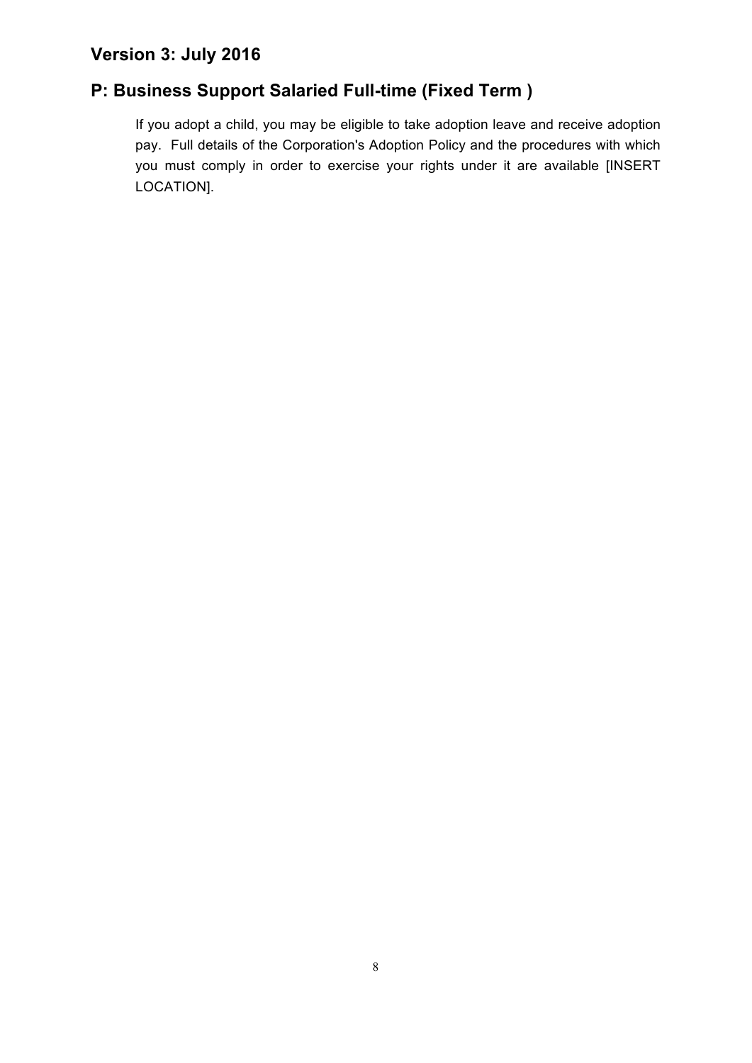## Version 3: July 2016

## P: Business Support Salaried Full-time (Fixed Term )

If you adopt a child, you may be eligible to take adoption leave and receive adoption pay. Full details of the Corporation's Adoption Policy and the procedures with which you must comply in order to exercise your rights under it are available [INSERT LOCATION].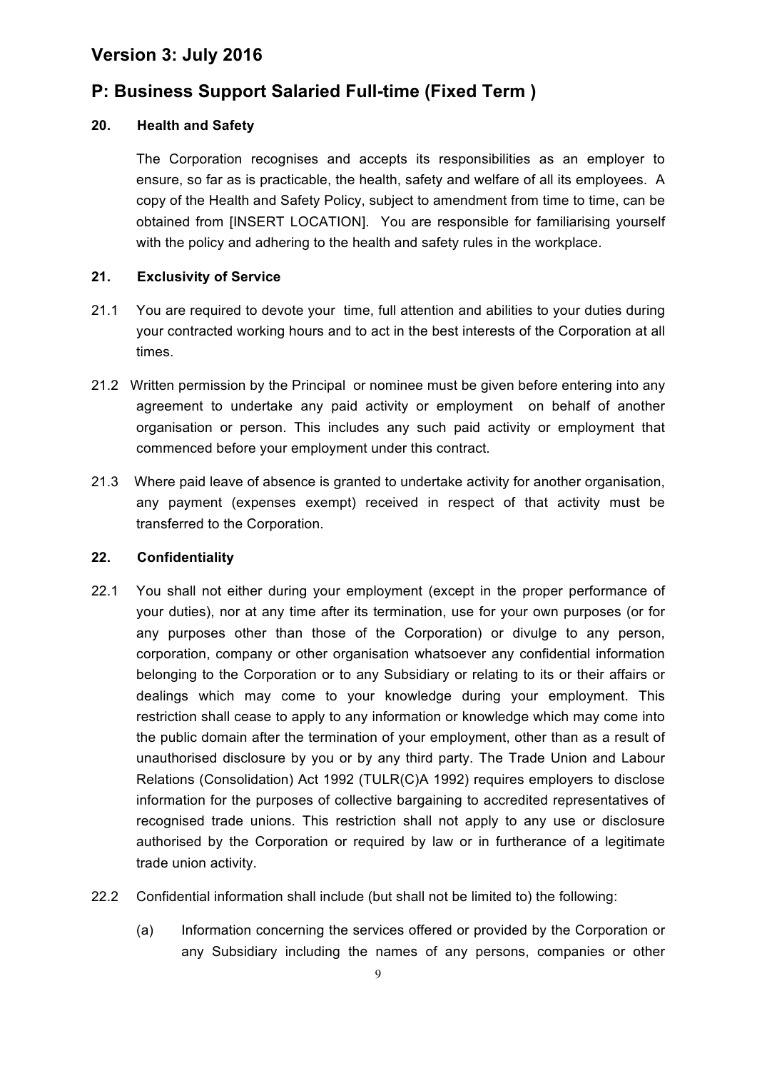## Version 3: July 2016

## P: Business Support Salaried Full-time (Fixed Term )

### 20. Health and Safety

The Corporation recognises and accepts its responsibilities as an employer to ensure, so far as is practicable, the health, safety and welfare of all its employees. A copy of the Health and Safety Policy, subject to amendment from time to time, can be obtained from [INSERT LOCATION]. You are responsible for familiarising yourself with the policy and adhering to the health and safety rules in the workplace.

### 21. Exclusivity of Service

21.1 You are required to devote your time, full attention and abilities to your duties during your contracted working hours and to act in the best interests of the Corporation at all times.

21.2 Written permission by the Principal or nominee must be given before entering into any agreement to undertake any paid activity or employment on behalf of another organisation or person. This includes any such paid activity or employment that commenced before your employment under this contract.

21.3 Where paid leave of absence is granted to undertake activity for another organisation, any payment (expenses exempt) received in respect of that activity must be transferred to the Corporation.

### 22. Confidentiality

22.1 You shall not either during your employment (except in the proper performance of your duties), nor at any time after its termination, use for your own purposes (or for any purposes other than those of the Corporation) or divulge to any person, corporation, company or other organisation whatsoever any confidential information belonging to the Corporation or to any Subsidiary or relating to its or their affairs or dealings which may come to your knowledge during your employment. This restriction shall cease to apply to any information or knowledge which may come into the public domain after the termination of your employment, other than as a result of unauthorised disclosure by you or by any third party. The Trade Union and Labour Relations (Consolidation) Act 1992 (TULR(C)A 1992) requires employers to disclose information for the purposes of collective bargaining to accredited representatives of recognised trade unions. This restriction shall not apply to any use or disclosure authorised by the Corporation or required by law or in furtherance of a legitimate trade union activity.

22.2 Confidential information shall include (but shall not be limited to) the following:

(a) Information concerning the services offered or provided by the Corporation or any Subsidiary including the names of any persons, companies or other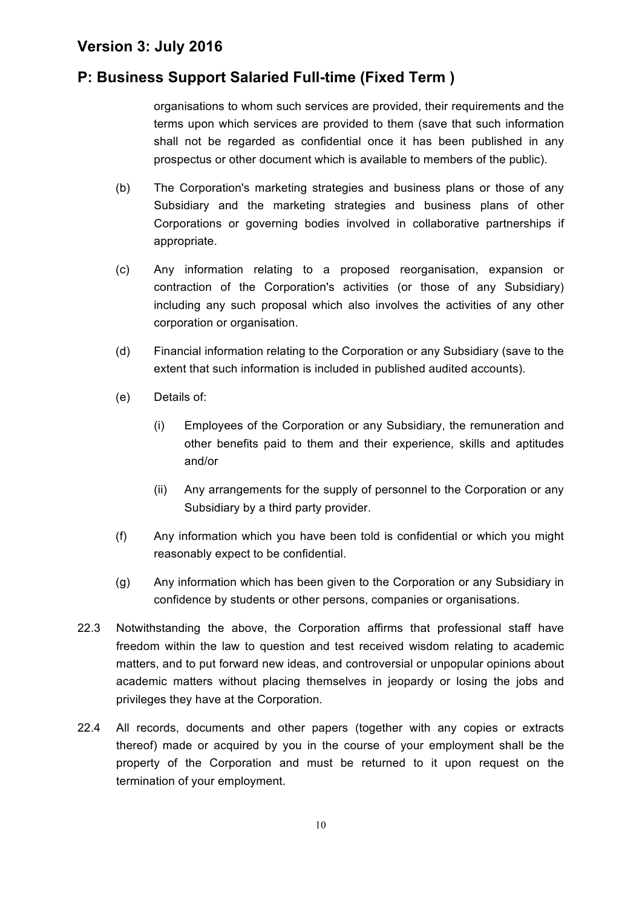organisations to whom such services are provided, their requirements and the terms upon which services are provided to them (save that such information shall not be regarded as confidential once it has been published in any prospectus or other document which is available to members of the public).

(b) The Corporation's marketing strategies and business plans or those of any Subsidiary and the marketing strategies and business plans of other Corporations or governing bodies involved in collaborative partnerships if appropriate.

(c) Any information relating to a proposed reorganisation, expansion or contraction of the Corporation's activities (or those of any Subsidiary) including any such proposal which also involves the activities of any other corporation or organisation.

(d) Financial information relating to the Corporation or any Subsidiary (save to the extent that such information is included in published audited accounts).

(e) Details of:

(i) Employees of the Corporation or any Subsidiary, the remuneration and other benefits paid to them and their experience, skills and aptitudes and/or

(ii) Any arrangements for the supply of personnel to the Corporation or any Subsidiary by a third party provider.

(f) Any information which you have been told is confidential or which you might reasonably expect to be confidential.

(g) Any information which has been given to the Corporation or any Subsidiary in confidence by students or other persons, companies or organisations.

22.3 Notwithstanding the above, the Corporation affirms that professional staff have freedom within the law to question and test received wisdom relating to academic matters, and to put forward new ideas, and controversial or unpopular opinions about academic matters without placing themselves in jeopardy or losing the jobs and privileges they have at the Corporation.

22.4 All records, documents and other papers (together with any copies or extracts thereof) made or acquired by you in the course of your employment shall be the property of the Corporation and must be returned to it upon request on the termination of your employment.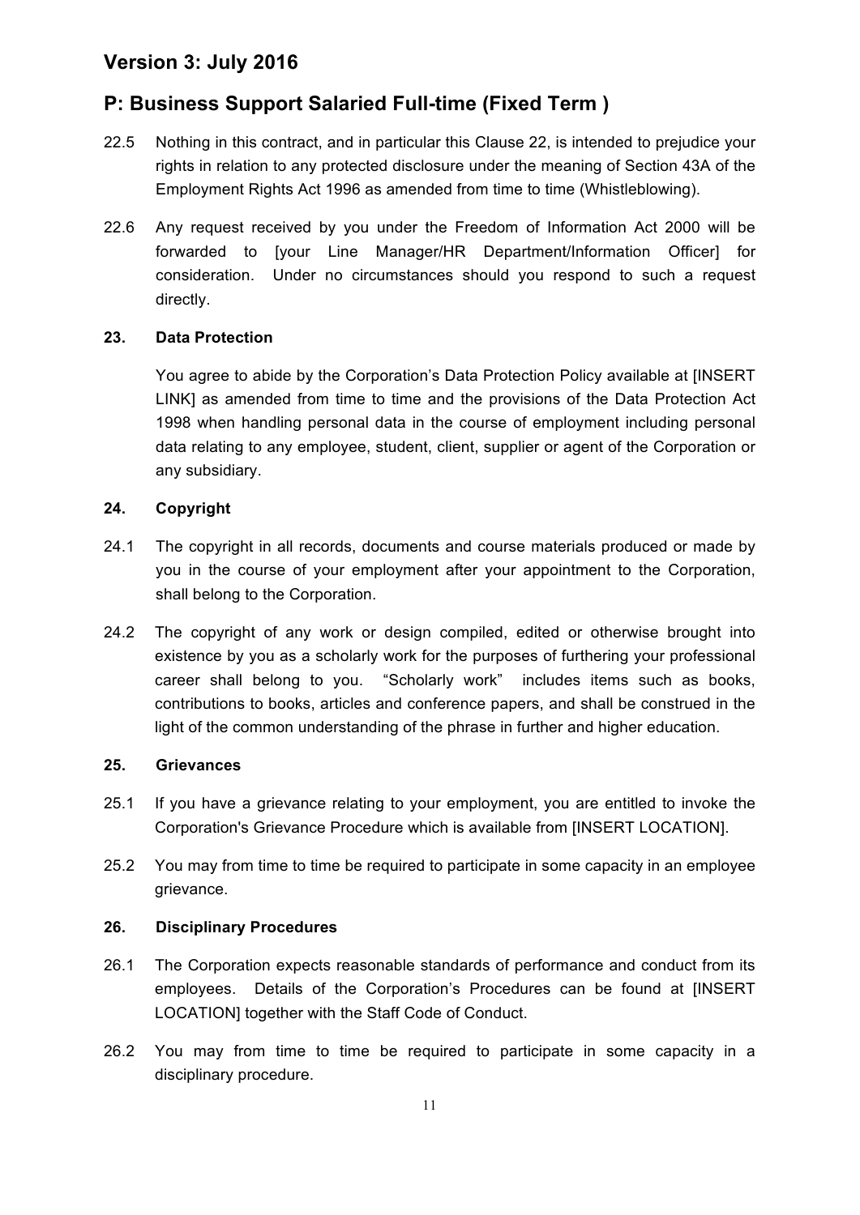22.5 Nothing in this contract, and in particular this Clause 22, is intended to prejudice your rights in relation to any protected disclosure under the meaning of Section 43A of the Employment Rights Act 1996 as amended from time to time (Whistleblowing).

22.6 Any request received by you under the Freedom of Information Act 2000 will be forwarded to [your Line Manager/HR Department/Information Officer] for consideration. Under no circumstances should you respond to such a request directly.

**23. Data Protection**

You agree to abide by the Corporation's Data Protection Policy available at [INSERT LINK] as amended from time to time and the provisions of the Data Protection Act 1998 when handling personal data in the course of employment including personal data relating to any employee, student, client, supplier or agent of the Corporation or any subsidiary.

**24. Copyright**

24.1 The copyright in all records, documents and course materials produced or made by you in the course of your employment after your appointment to the Corporation, shall belong to the Corporation.

24.2 The copyright of any work or design compiled, edited or otherwise brought into existence by you as a scholarly work for the purposes of furthering your professional career shall belong to you. "Scholarly work" includes items such as books, contributions to books, articles and conference papers, and shall be construed in the light of the common understanding of the phrase in further and higher education.

**25. Grievances**

25.1 If you have a grievance relating to your employment, you are entitled to invoke the Corporation's Grievance Procedure which is available from [INSERT LOCATION].

25.2 You may from time to time be required to participate in some capacity in an employee grievance.

**26. Disciplinary Procedures**

26.1 The Corporation expects reasonable standards of performance and conduct from its employees. Details of the Corporation's Procedures can be found at [INSERT LOCATION] together with the Staff Code of Conduct.

26.2 You may from time to time be required to participate in some capacity in a disciplinary procedure.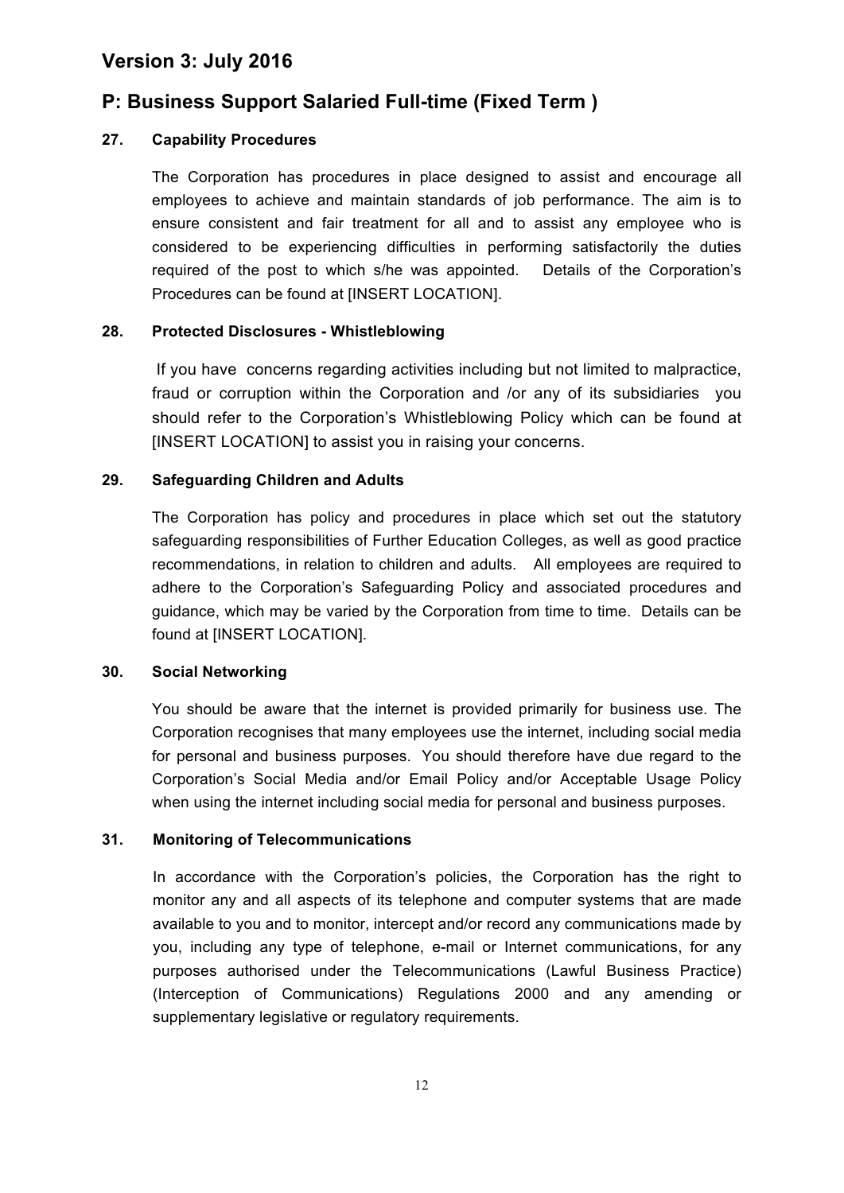## Version 3: July 2016

## P: Business Support Salaried Full-time (Fixed Term )

### 27. Capability Procedures

The Corporation has procedures in place designed to assist and encourage all employees to achieve and maintain standards of job performance. The aim is to ensure consistent and fair treatment for all and to assist any employee who is considered to be experiencing difficulties in performing satisfactorily the duties required of the post to which s/he was appointed. Details of the Corporation's Procedures can be found at [INSERT LOCATION].

### 28. Protected Disclosures - Whistleblowing

If you have concerns regarding activities including but not limited to malpractice, fraud or corruption within the Corporation and /or any of its subsidiaries you should refer to the Corporation's Whistleblowing Policy which can be found at [INSERT LOCATION] to assist you in raising your concerns.

### 29. Safeguarding Children and Adults

The Corporation has policy and procedures in place which set out the statutory safeguarding responsibilities of Further Education Colleges, as well as good practice recommendations, in relation to children and adults. All employees are required to adhere to the Corporation's Safeguarding Policy and associated procedures and guidance, which may be varied by the Corporation from time to time. Details can be found at [INSERT LOCATION].

### 30. Social Networking

You should be aware that the internet is provided primarily for business use. The Corporation recognises that many employees use the internet, including social media for personal and business purposes. You should therefore have due regard to the Corporation's Social Media and/or Email Policy and/or Acceptable Usage Policy when using the internet including social media for personal and business purposes.

### 31. Monitoring of Telecommunications

In accordance with the Corporation's policies, the Corporation has the right to monitor any and all aspects of its telephone and computer systems that are made available to you and to monitor, intercept and/or record any communications made by you, including any type of telephone, e-mail or Internet communications, for any purposes authorised under the Telecommunications (Lawful Business Practice) (Interception of Communications) Regulations 2000 and any amending or supplementary legislative or regulatory requirements.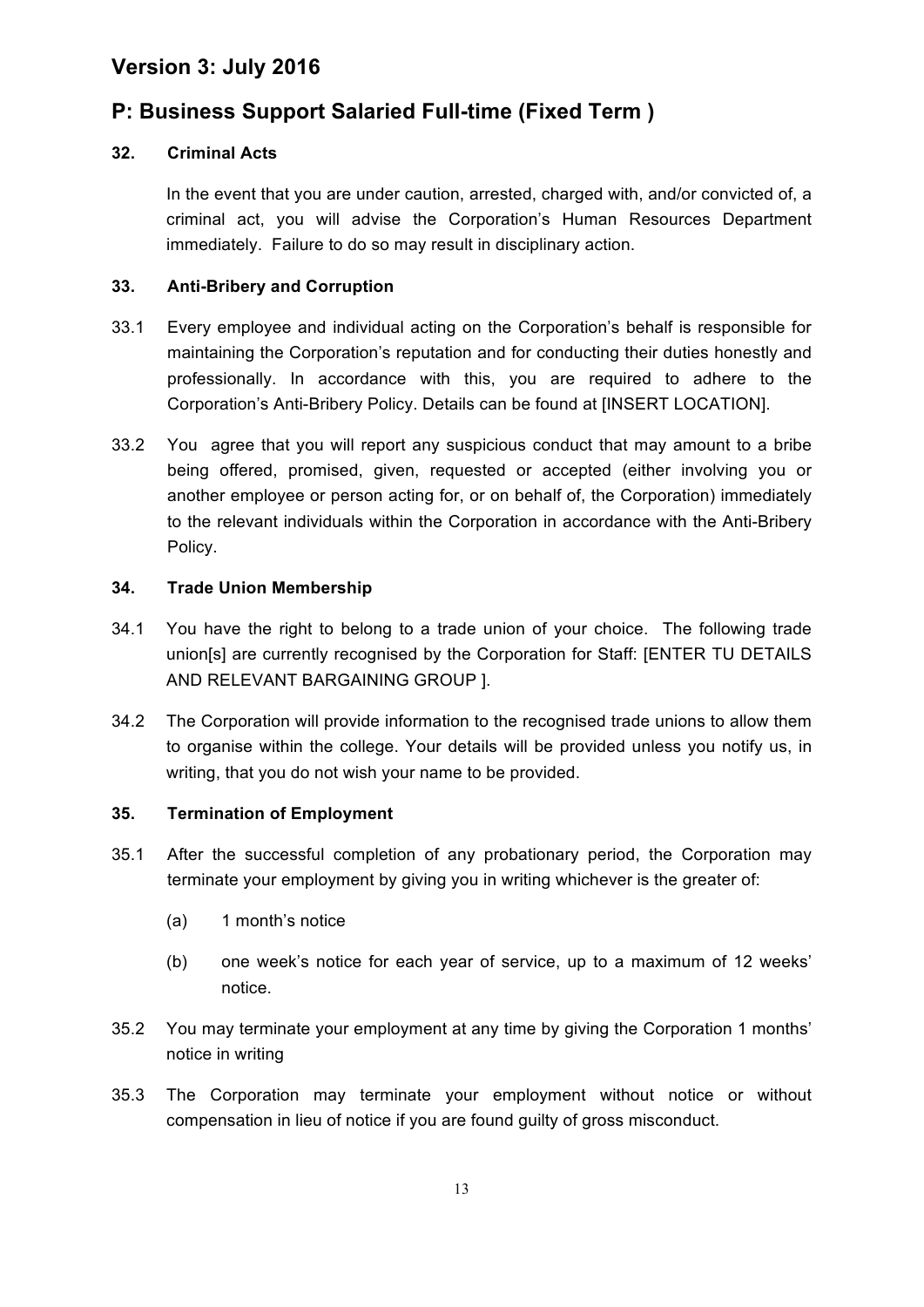## Version 3: July 2016

## P: Business Support Salaried Full-time (Fixed Term )

### 32. Criminal Acts

In the event that you are under caution, arrested, charged with, and/or convicted of, a criminal act, you will advise the Corporation's Human Resources Department immediately. Failure to do so may result in disciplinary action.

### 33. Anti-Bribery and Corruption

33.1 Every employee and individual acting on the Corporation's behalf is responsible for maintaining the Corporation's reputation and for conducting their duties honestly and professionally. In accordance with this, you are required to adhere to the Corporation's Anti-Bribery Policy. Details can be found at [INSERT LOCATION].

33.2 You agree that you will report any suspicious conduct that may amount to a bribe being offered, promised, given, requested or accepted (either involving you or another employee or person acting for, or on behalf of, the Corporation) immediately to the relevant individuals within the Corporation in accordance with the Anti-Bribery Policy.

### 34. Trade Union Membership

34.1 You have the right to belong to a trade union of your choice. The following trade union[s] are currently recognised by the Corporation for Staff: [ENTER TU DETAILS AND RELEVANT BARGAINING GROUP ].

34.2 The Corporation will provide information to the recognised trade unions to allow them to organise within the college. Your details will be provided unless you notify us, in writing, that you do not wish your name to be provided.

### 35. Termination of Employment

35.1 After the successful completion of any probationary period, the Corporation may terminate your employment by giving you in writing whichever is the greater of:

(a) 1 month's notice

(b) one week's notice for each year of service, up to a maximum of 12 weeks' notice.

35.2 You may terminate your employment at any time by giving the Corporation 1 months' notice in writing

35.3 The Corporation may terminate your employment without notice or without compensation in lieu of notice if you are found guilty of gross misconduct.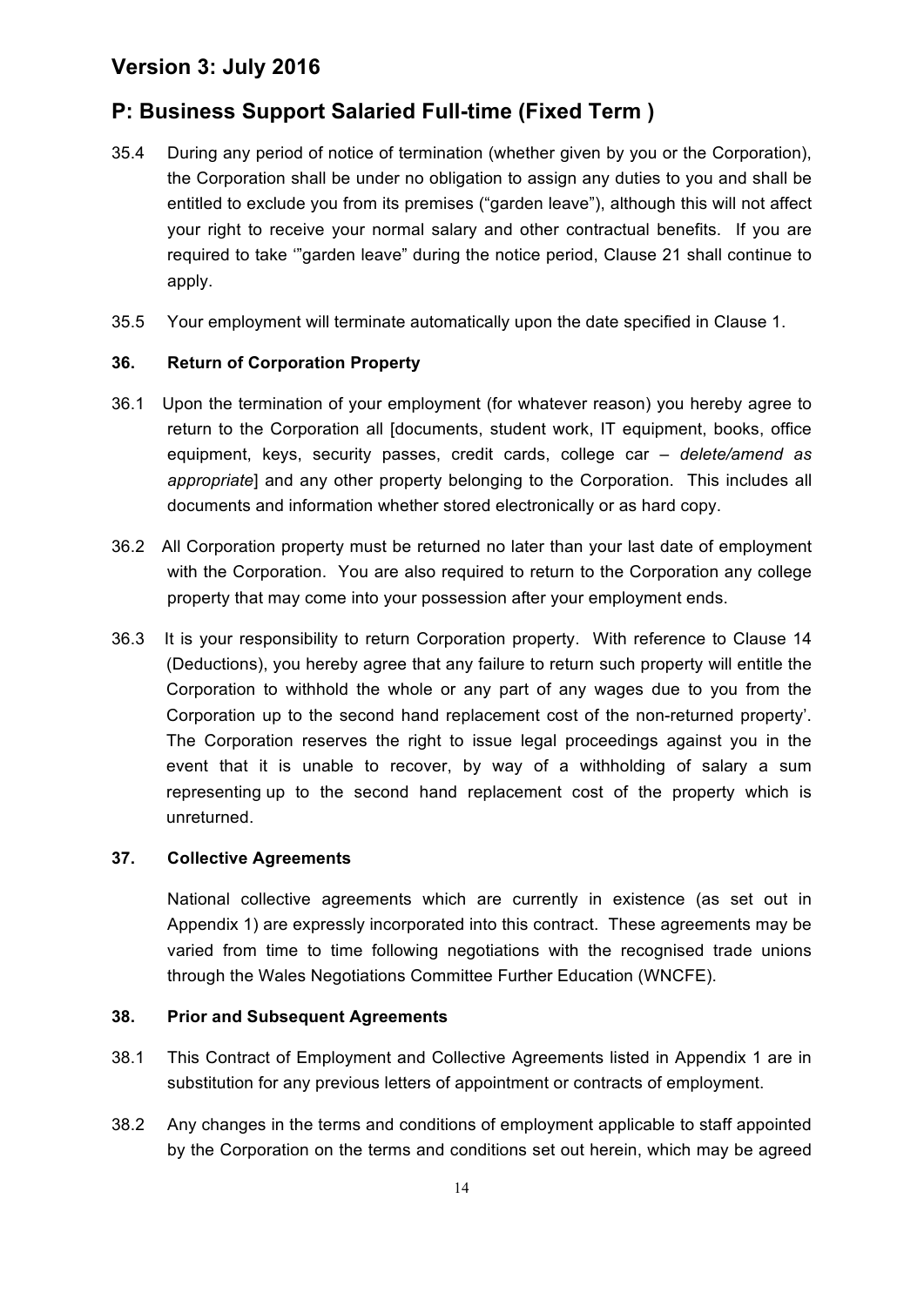# Version 3: July 2016

# P: Business Support Salaried Full-time (Fixed Term )

35.4 During any period of notice of termination (whether given by you or the Corporation), the Corporation shall be under no obligation to assign any duties to you and shall be entitled to exclude you from its premises ("garden leave"), although this will not affect your right to receive your normal salary and other contractual benefits. If you are required to take '"garden leave" during the notice period, Clause 21 shall continue to apply.

35.5 Your employment will terminate automatically upon the date specified in Clause 1.

### 36. Return of Corporation Property

36.1 Upon the termination of your employment (for whatever reason) you hereby agree to return to the Corporation all [documents, student work, IT equipment, books, office equipment, keys, security passes, credit cards, college car – *delete/amend as appropriate*] and any other property belonging to the Corporation. This includes all documents and information whether stored electronically or as hard copy.

36.2 All Corporation property must be returned no later than your last date of employment with the Corporation. You are also required to return to the Corporation any college property that may come into your possession after your employment ends.

36.3 It is your responsibility to return Corporation property. With reference to Clause 14 (Deductions), you hereby agree that any failure to return such property will entitle the Corporation to withhold the whole or any part of any wages due to you from the Corporation up to the second hand replacement cost of the non-returned property'. The Corporation reserves the right to issue legal proceedings against you in the event that it is unable to recover, by way of a withholding of salary a sum representing up to the second hand replacement cost of the property which is unreturned.

### 37. Collective Agreements

National collective agreements which are currently in existence (as set out in Appendix 1) are expressly incorporated into this contract. These agreements may be varied from time to time following negotiations with the recognised trade unions through the Wales Negotiations Committee Further Education (WNCFE).

### 38. Prior and Subsequent Agreements

38.1 This Contract of Employment and Collective Agreements listed in Appendix 1 are in substitution for any previous letters of appointment or contracts of employment.

38.2 Any changes in the terms and conditions of employment applicable to staff appointed by the Corporation on the terms and conditions set out herein, which may be agreed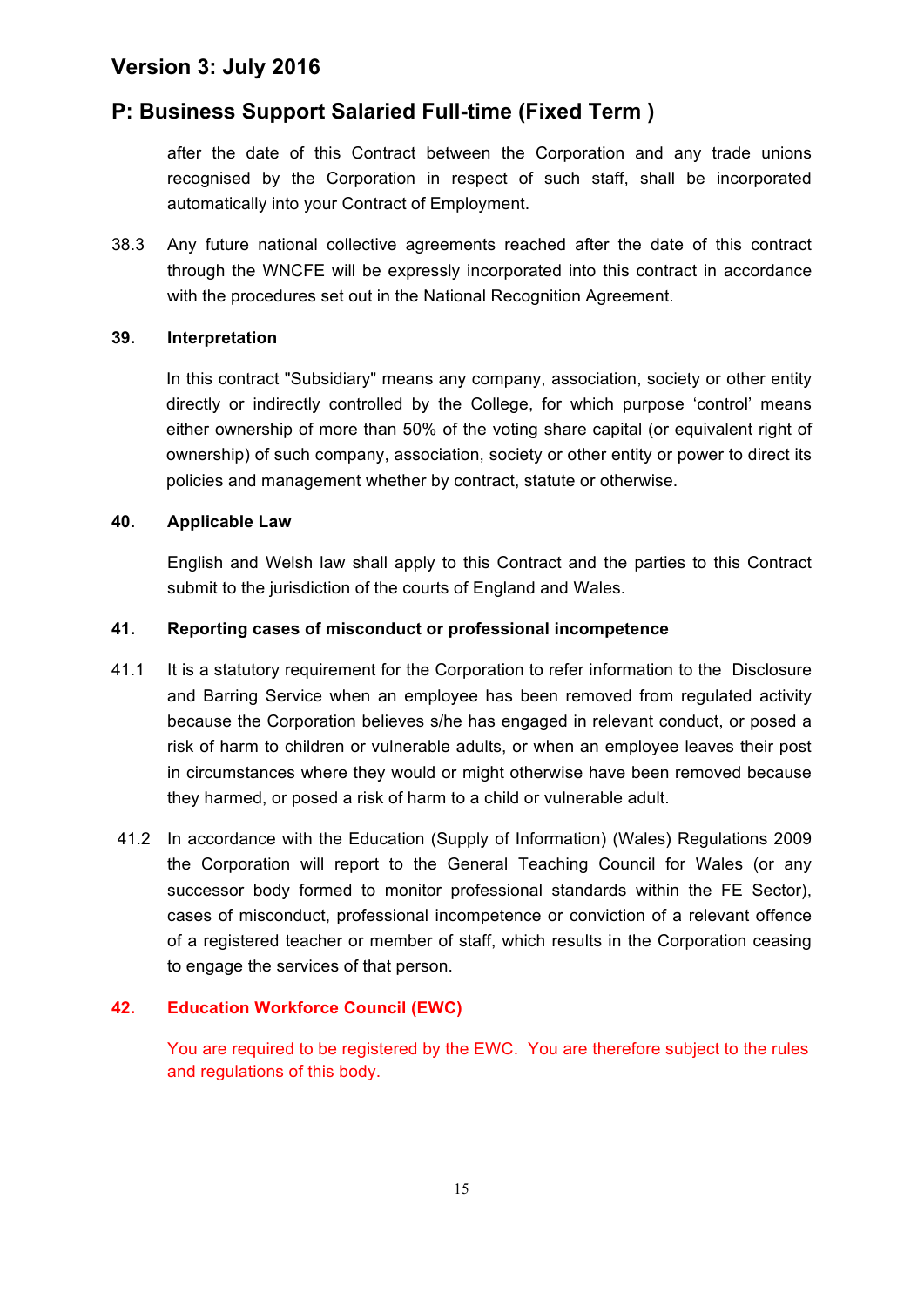after the date of this Contract between the Corporation and any trade unions recognised by the Corporation in respect of such staff, shall be incorporated automatically into your Contract of Employment.

38.3 Any future national collective agreements reached after the date of this contract through the WNCFE will be expressly incorporated into this contract in accordance with the procedures set out in the National Recognition Agreement.

**39. Interpretation**

In this contract "Subsidiary" means any company, association, society or other entity directly or indirectly controlled by the College, for which purpose 'control' means either ownership of more than 50% of the voting share capital (or equivalent right of ownership) of such company, association, society or other entity or power to direct its policies and management whether by contract, statute or otherwise.

**40. Applicable Law**

English and Welsh law shall apply to this Contract and the parties to this Contract submit to the jurisdiction of the courts of England and Wales.

**41. Reporting cases of misconduct or professional incompetence**

41.1 It is a statutory requirement for the Corporation to refer information to the Disclosure and Barring Service when an employee has been removed from regulated activity because the Corporation believes s/he has engaged in relevant conduct, or posed a risk of harm to children or vulnerable adults, or when an employee leaves their post in circumstances where they would or might otherwise have been removed because they harmed, or posed a risk of harm to a child or vulnerable adult.

41.2 In accordance with the Education (Supply of Information) (Wales) Regulations 2009 the Corporation will report to the General Teaching Council for Wales (or any successor body formed to monitor professional standards within the FE Sector), cases of misconduct, professional incompetence or conviction of a relevant offence of a registered teacher or member of staff, which results in the Corporation ceasing to engage the services of that person.

**42. Education Workforce Council (EWC)**

You are required to be registered by the EWC. You are therefore subject to the rules and regulations of this body.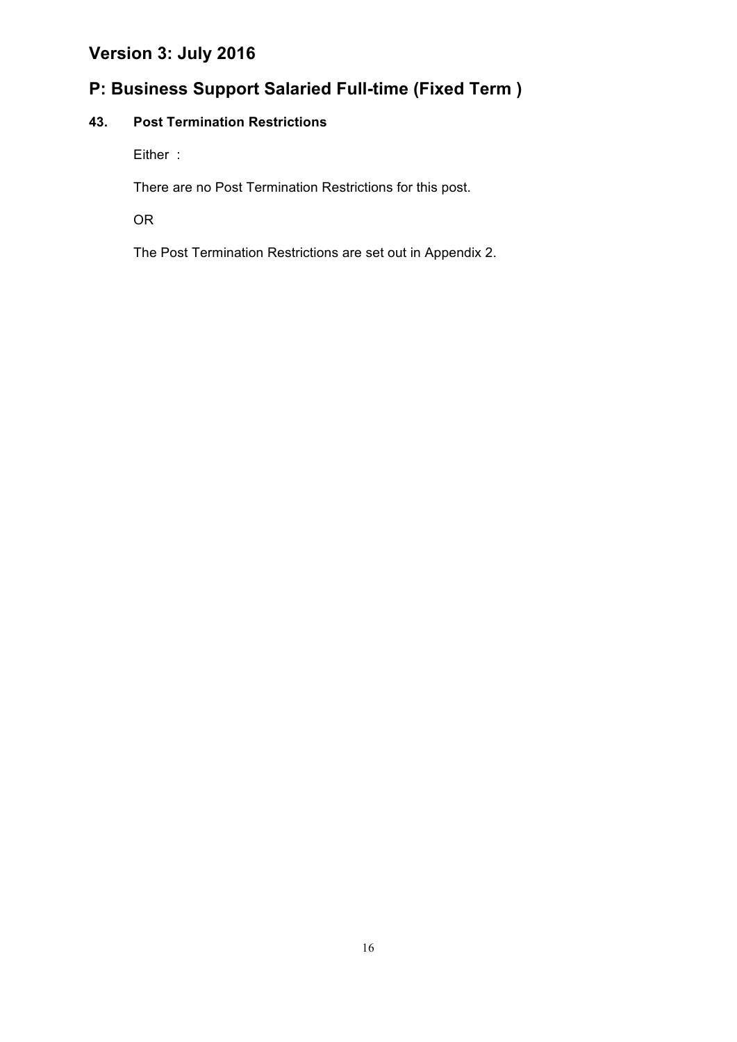# Version 3: July 2016

# P: Business Support Salaried Full-time (Fixed Term )

### 43. Post Termination Restrictions

Either :

There are no Post Termination Restrictions for this post.

OR

The Post Termination Restrictions are set out in Appendix 2.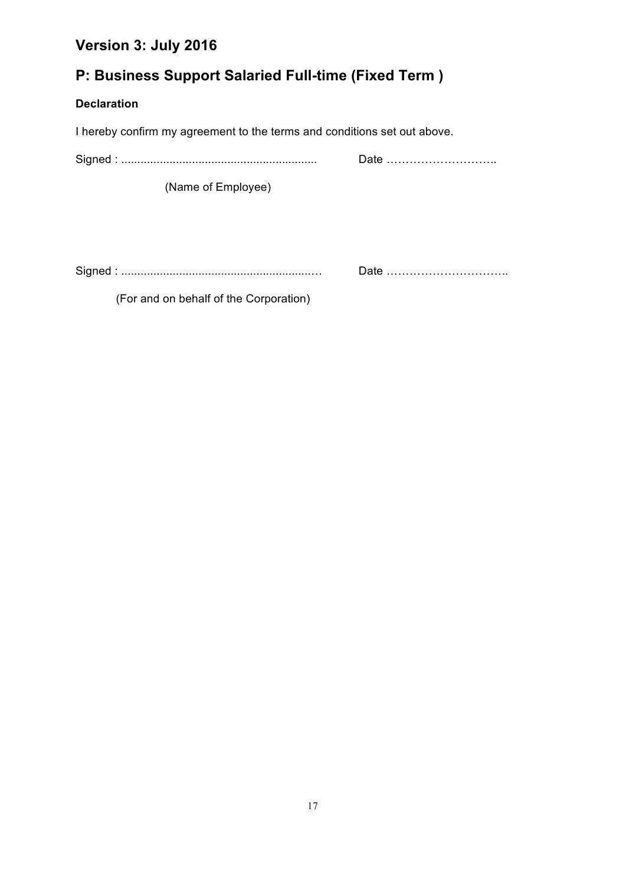## Version 3: July 2016

## P: Business Support Salaried Full-time (Fixed Term )

### Declaration

I hereby confirm my agreement to the terms and conditions set out above.

Signed : ............................................................ Date ………………………..

(Name of Employee)

Signed : ............................................................… Date …………………………..

(For and on behalf of the Corporation)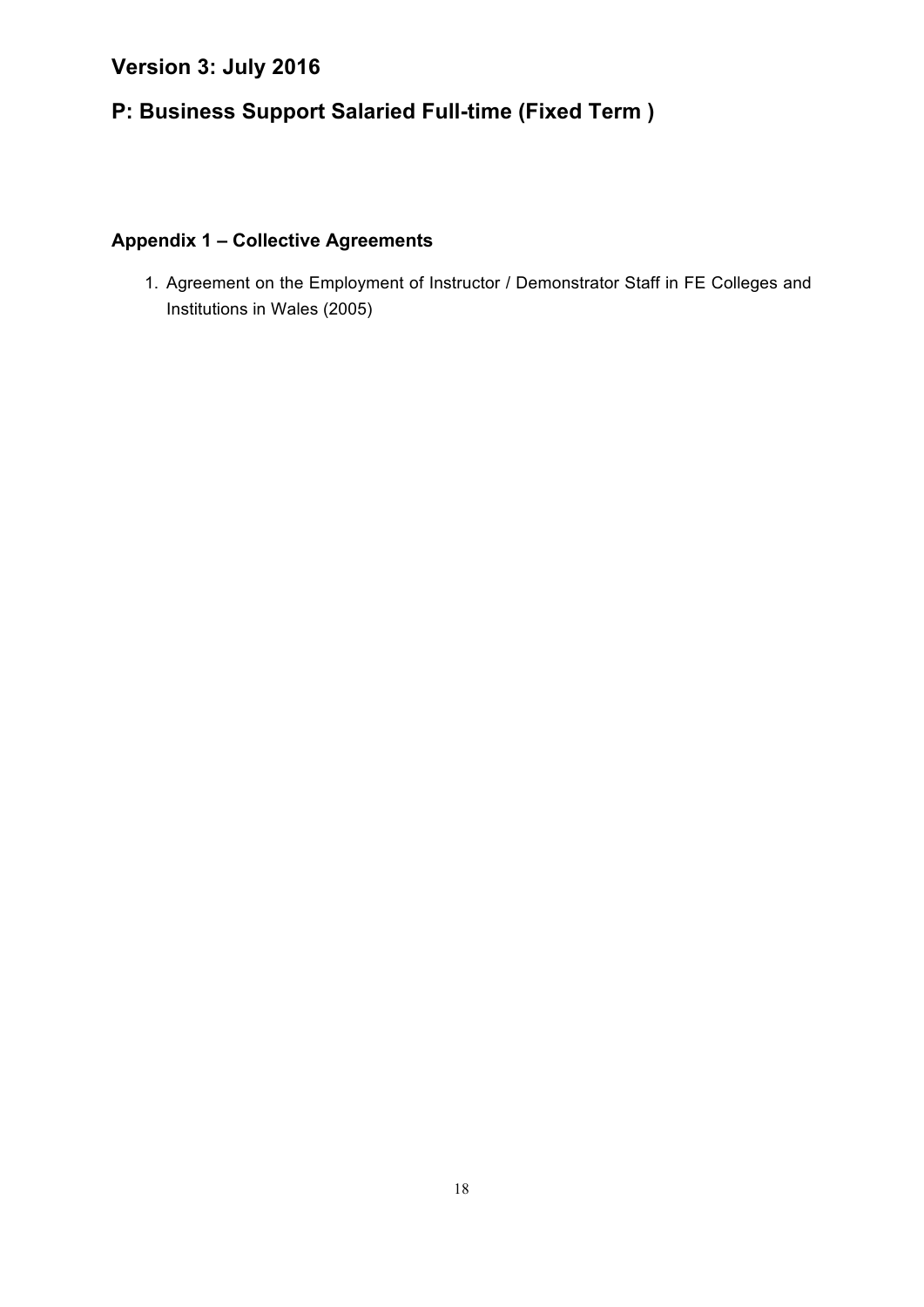# Version 3: July 2016

# P: Business Support Salaried Full-time (Fixed Term )

## Appendix 1 – Collective Agreements

1. Agreement on the Employment of Instructor / Demonstrator Staff in FE Colleges and Institutions in Wales (2005)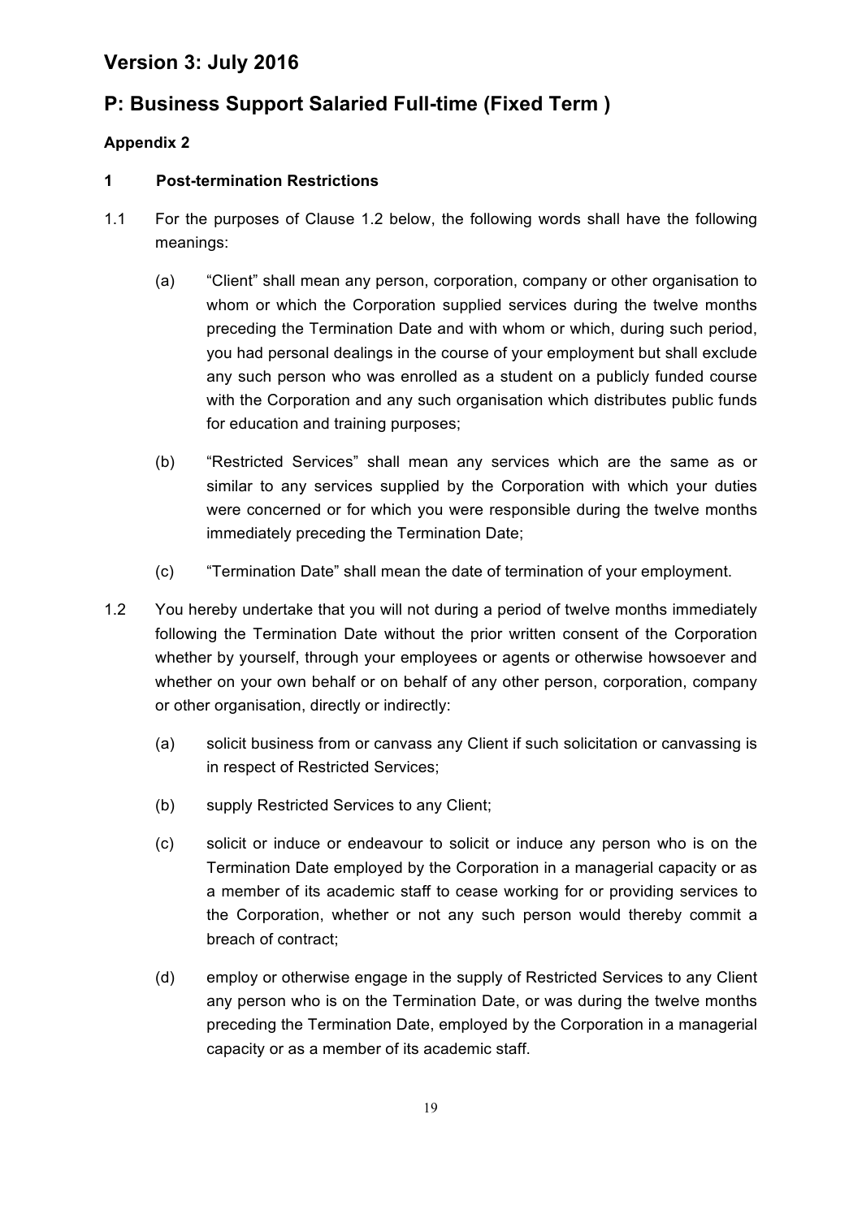# Version 3: July 2016

# P: Business Support Salaried Full-time (Fixed Term )

**Appendix 2**

**1 Post-termination Restrictions**

1.1 For the purposes of Clause 1.2 below, the following words shall have the following meanings:

(a) "Client" shall mean any person, corporation, company or other organisation to whom or which the Corporation supplied services during the twelve months preceding the Termination Date and with whom or which, during such period, you had personal dealings in the course of your employment but shall exclude any such person who was enrolled as a student on a publicly funded course with the Corporation and any such organisation which distributes public funds for education and training purposes;

(b) "Restricted Services" shall mean any services which are the same as or similar to any services supplied by the Corporation with which your duties were concerned or for which you were responsible during the twelve months immediately preceding the Termination Date;

(c) "Termination Date" shall mean the date of termination of your employment.

1.2 You hereby undertake that you will not during a period of twelve months immediately following the Termination Date without the prior written consent of the Corporation whether by yourself, through your employees or agents or otherwise howsoever and whether on your own behalf or on behalf of any other person, corporation, company or other organisation, directly or indirectly:

(a) solicit business from or canvass any Client if such solicitation or canvassing is in respect of Restricted Services;

(b) supply Restricted Services to any Client;

(c) solicit or induce or endeavour to solicit or induce any person who is on the Termination Date employed by the Corporation in a managerial capacity or as a member of its academic staff to cease working for or providing services to the Corporation, whether or not any such person would thereby commit a breach of contract;

(d) employ or otherwise engage in the supply of Restricted Services to any Client any person who is on the Termination Date, or was during the twelve months preceding the Termination Date, employed by the Corporation in a managerial capacity or as a member of its academic staff.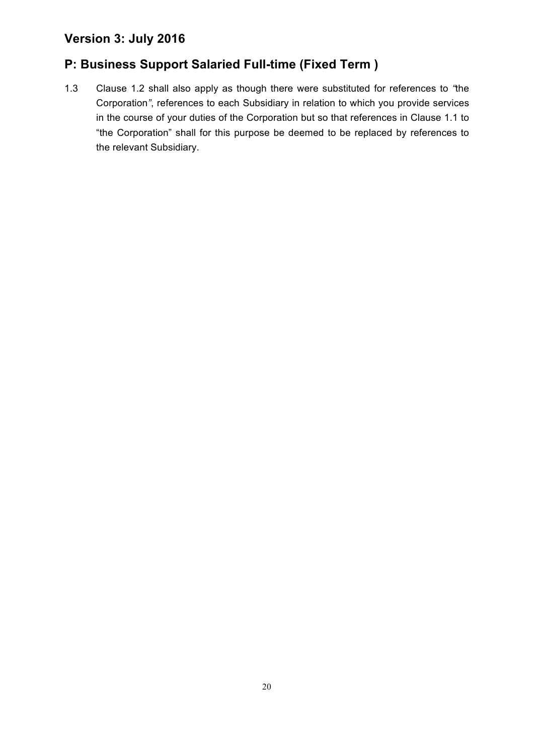## Version 3: July 2016

## P: Business Support Salaried Full-time (Fixed Term )

1.3 Clause 1.2 shall also apply as though there were substituted for references to "the Corporation", references to each Subsidiary in relation to which you provide services in the course of your duties of the Corporation but so that references in Clause 1.1 to "the Corporation" shall for this purpose be deemed to be replaced by references to the relevant Subsidiary.